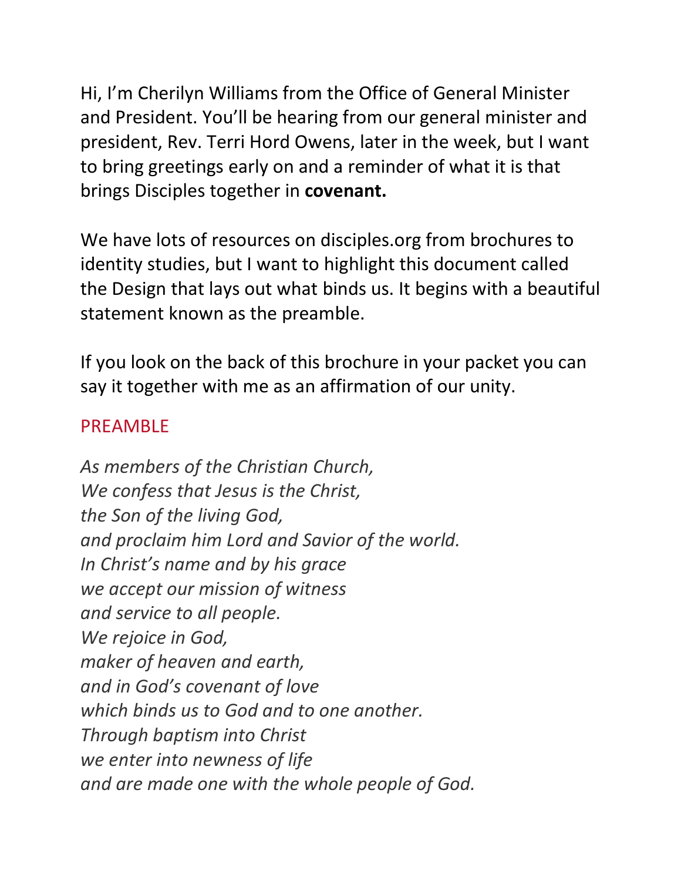Hi, I'm Cherilyn Williams from the Office of General Minister and President. You'll be hearing from our general minister and president, Rev. Terri Hord Owens, later in the week, but I want to bring greetings early on and a reminder of what it is that brings Disciples together in **covenant.**

We have lots of resources on disciples.org from brochures to identity studies, but I want to highlight this document called the Design that lays out what binds us. It begins with a beautiful statement known as the preamble.

If you look on the back of this brochure in your packet you can say it together with me as an affirmation of our unity.

## PREAMBLE

*As members of the Christian Church,*
*We confess that Jesus is the Christ,*
*the Son of the living God,*
*and proclaim him Lord and Savior of the world.*
*In Christ's name and by his grace*
*we accept our mission of witness*
*and service to all people.*
*We rejoice in God,*
*maker of heaven and earth,*
*and in God's covenant of love*
*which binds us to God and to one another.*
*Through baptism into Christ*
*we enter into newness of life*
*and are made one with the whole people of God.*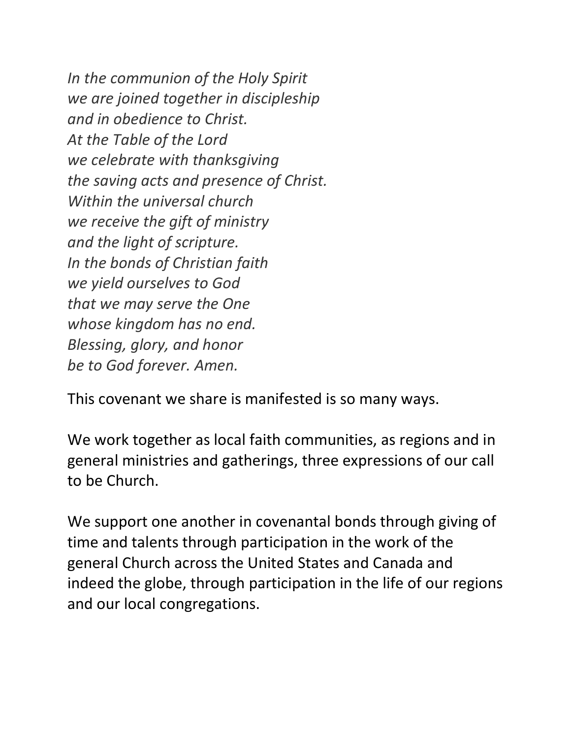*In the communion of the Holy Spirit*
*we are joined together in discipleship*
*and in obedience to Christ.*
*At the Table of the Lord*
*we celebrate with thanksgiving*
*the saving acts and presence of Christ.*
*Within the universal church*
*we receive the gift of ministry*
*and the light of scripture.*
*In the bonds of Christian faith*
*we yield ourselves to God*
*that we may serve the One*
*whose kingdom has no end.*
*Blessing, glory, and honor*
*be to God forever. Amen.*

This covenant we share is manifested is so many ways.

We work together as local faith communities, as regions and in general ministries and gatherings, three expressions of our call to be Church.

We support one another in covenantal bonds through giving of time and talents through participation in the work of the general Church across the United States and Canada and indeed the globe, through participation in the life of our regions and our local congregations.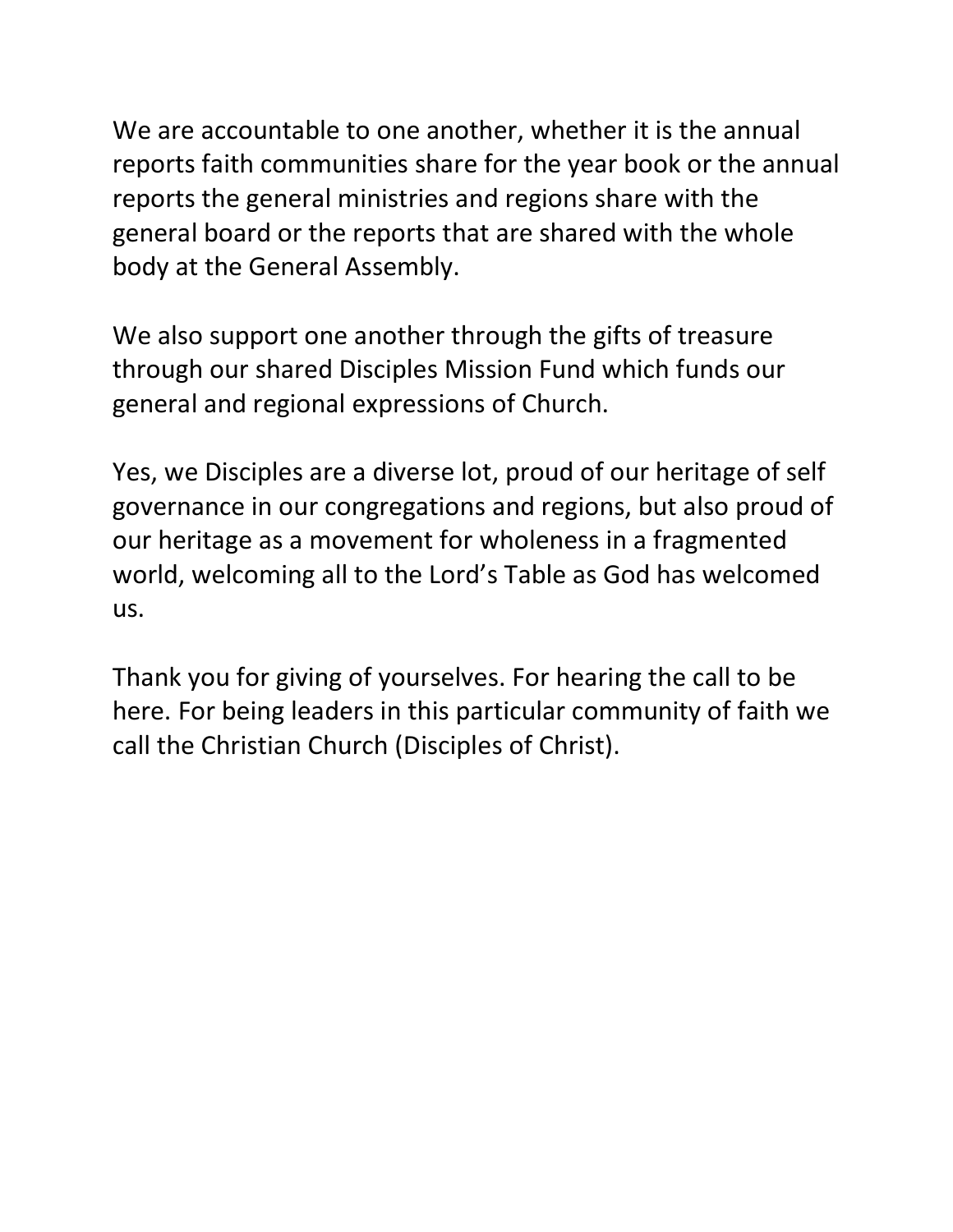We are accountable to one another, whether it is the annual reports faith communities share for the year book or the annual reports the general ministries and regions share with the general board or the reports that are shared with the whole body at the General Assembly.

We also support one another through the gifts of treasure through our shared Disciples Mission Fund which funds our general and regional expressions of Church.

Yes, we Disciples are a diverse lot, proud of our heritage of self governance in our congregations and regions, but also proud of our heritage as a movement for wholeness in a fragmented world, welcoming all to the Lord's Table as God has welcomed us.

Thank you for giving of yourselves. For hearing the call to be here. For being leaders in this particular community of faith we call the Christian Church (Disciples of Christ).